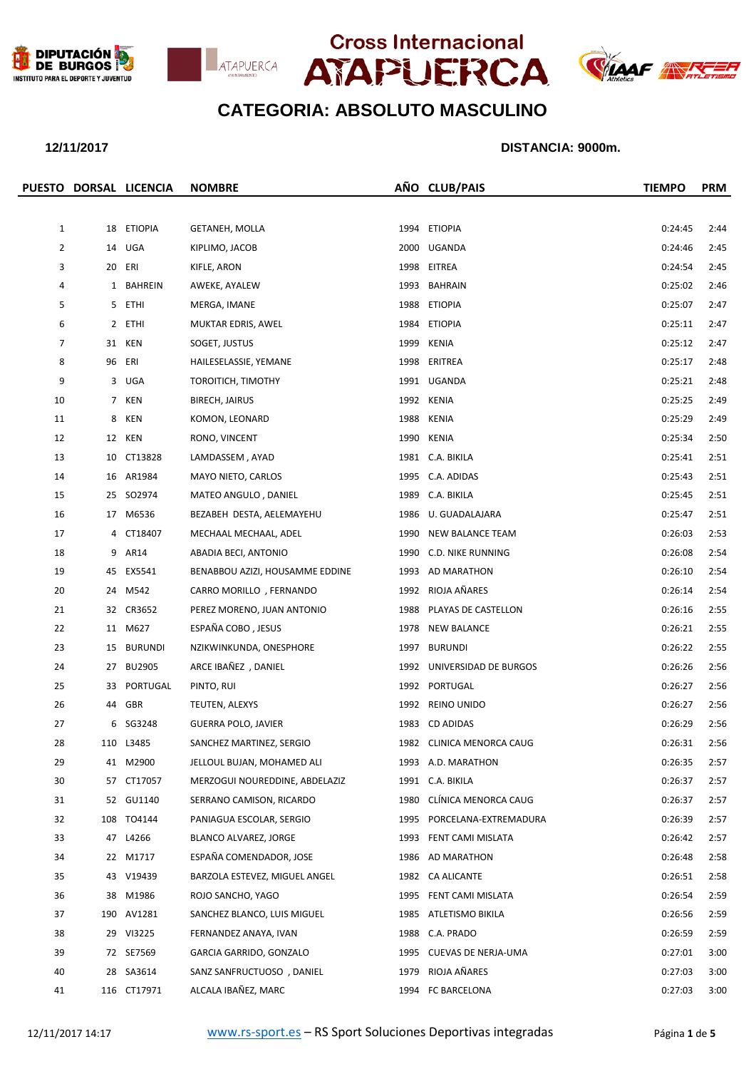# Cross Internacional ATAPUERCA

## CATEGORIA: ABSOLUTO MASCULINO

**12/11/2017** **DISTANCIA: 9000m.**

| PUESTO | DORSAL | LICENCIA | NOMBRE | AÑO | CLUB/PAIS | TIEMPO | PRM |
|---|---|---|---|---|---|---|---|
| 1 | 18 | ETIOPIA | GETANEH, MOLLA | 1994 | ETIOPIA | 0:24:45 | 2:44 |
| 2 | 14 | UGA | KIPLIMO, JACOB | 2000 | UGANDA | 0:24:46 | 2:45 |
| 3 | 20 | ERI | KIFLE, ARON | 1998 | EITREA | 0:24:54 | 2:45 |
| 4 | 1 | BAHREIN | AWEKE, AYALEW | 1993 | BAHRAIN | 0:25:02 | 2:46 |
| 5 | 5 | ETHI | MERGA, IMANE | 1988 | ETIOPIA | 0:25:07 | 2:47 |
| 6 | 2 | ETHI | MUKTAR EDRIS, AWEL | 1984 | ETIOPIA | 0:25:11 | 2:47 |
| 7 | 31 | KEN | SOGET, JUSTUS | 1999 | KENIA | 0:25:12 | 2:47 |
| 8 | 96 | ERI | HAILESELASSIE, YEMANE | 1998 | ERITREA | 0:25:17 | 2:48 |
| 9 | 3 | UGA | TOROITICH, TIMOTHY | 1991 | UGANDA | 0:25:21 | 2:48 |
| 10 | 7 | KEN | BIRECH, JAIRUS | 1992 | KENIA | 0:25:25 | 2:49 |
| 11 | 8 | KEN | KOMON, LEONARD | 1988 | KENIA | 0:25:29 | 2:49 |
| 12 | 12 | KEN | RONO, VINCENT | 1990 | KENIA | 0:25:34 | 2:50 |
| 13 | 10 | CT13828 | LAMDASSEM , AYAD | 1981 | C.A. BIKILA | 0:25:41 | 2:51 |
| 14 | 16 | AR1984 | MAYO NIETO, CARLOS | 1995 | C.A. ADIDAS | 0:25:43 | 2:51 |
| 15 | 25 | SO2974 | MATEO ANGULO , DANIEL | 1989 | C.A. BIKILA | 0:25:45 | 2:51 |
| 16 | 17 | M6536 | BEZABEH DESTA, AELEMAYEHU | 1986 | U. GUADALAJARA | 0:25:47 | 2:51 |
| 17 | 4 | CT18407 | MECHAAL MECHAAL, ADEL | 1990 | NEW BALANCE TEAM | 0:26:03 | 2:53 |
| 18 | 9 | AR14 | ABADIA BECI, ANTONIO | 1990 | C.D. NIKE RUNNING | 0:26:08 | 2:54 |
| 19 | 45 | EX5541 | BENABBOU AZIZI, HOUSAMME EDDINE | 1993 | AD MARATHON | 0:26:10 | 2:54 |
| 20 | 24 | M542 | CARRO MORILLO , FERNANDO | 1992 | RIOJA AÑARES | 0:26:14 | 2:54 |
| 21 | 32 | CR3652 | PEREZ MORENO, JUAN ANTONIO | 1988 | PLAYAS DE CASTELLON | 0:26:16 | 2:55 |
| 22 | 11 | M627 | ESPAÑA COBO , JESUS | 1978 | NEW BALANCE | 0:26:21 | 2:55 |
| 23 | 15 | BURUNDI | NZIKWINKUNDA, ONESPHORE | 1997 | BURUNDI | 0:26:22 | 2:55 |
| 24 | 27 | BU2905 | ARCE IBAÑEZ , DANIEL | 1992 | UNIVERSIDAD DE BURGOS | 0:26:26 | 2:56 |
| 25 | 33 | PORTUGAL | PINTO, RUI | 1992 | PORTUGAL | 0:26:27 | 2:56 |
| 26 | 44 | GBR | TEUTEN, ALEXYS | 1992 | REINO UNIDO | 0:26:27 | 2:56 |
| 27 | 6 | SG3248 | GUERRA POLO, JAVIER | 1983 | CD ADIDAS | 0:26:29 | 2:56 |
| 28 | 110 | L3485 | SANCHEZ MARTINEZ, SERGIO | 1982 | CLINICA MENORCA CAUG | 0:26:31 | 2:56 |
| 29 | 41 | M2900 | JELLOUL BUJAN, MOHAMED ALI | 1993 | A.D. MARATHON | 0:26:35 | 2:57 |
| 30 | 57 | CT17057 | MERZOGUI NOUREDDINE, ABDELAZIZ | 1991 | C.A. BIKILA | 0:26:37 | 2:57 |
| 31 | 52 | GU1140 | SERRANO CAMISON, RICARDO | 1980 | CLÍNICA MENORCA CAUG | 0:26:37 | 2:57 |
| 32 | 108 | TO4144 | PANIAGUA ESCOLAR, SERGIO | 1995 | PORCELANA-EXTREMADURA | 0:26:39 | 2:57 |
| 33 | 47 | L4266 | BLANCO ALVAREZ, JORGE | 1993 | FENT CAMI MISLATA | 0:26:42 | 2:57 |
| 34 | 22 | M1717 | ESPAÑA COMENDADOR, JOSE | 1986 | AD MARATHON | 0:26:48 | 2:58 |
| 35 | 43 | V19439 | BARZOLA ESTEVEZ, MIGUEL ANGEL | 1982 | CA ALICANTE | 0:26:51 | 2:58 |
| 36 | 38 | M1986 | ROJO SANCHO, YAGO | 1995 | FENT CAMI MISLATA | 0:26:54 | 2:59 |
| 37 | 190 | AV1281 | SANCHEZ BLANCO, LUIS MIGUEL | 1985 | ATLETISMO BIKILA | 0:26:56 | 2:59 |
| 38 | 29 | VI3225 | FERNANDEZ ANAYA, IVAN | 1988 | C.A. PRADO | 0:26:59 | 2:59 |
| 39 | 72 | SE7569 | GARCIA GARRIDO, GONZALO | 1995 | CUEVAS DE NERJA-UMA | 0:27:01 | 3:00 |
| 40 | 28 | SA3614 | SANZ SANFRUCTUOSO , DANIEL | 1979 | RIOJA AÑARES | 0:27:03 | 3:00 |
| 41 | 116 | CT17971 | ALCALA IBAÑEZ, MARC | 1994 | FC BARCELONA | 0:27:03 | 3:00 |

12/11/2017 14:17 www.rs-sport.es – RS Sport Soluciones Deportivas integradas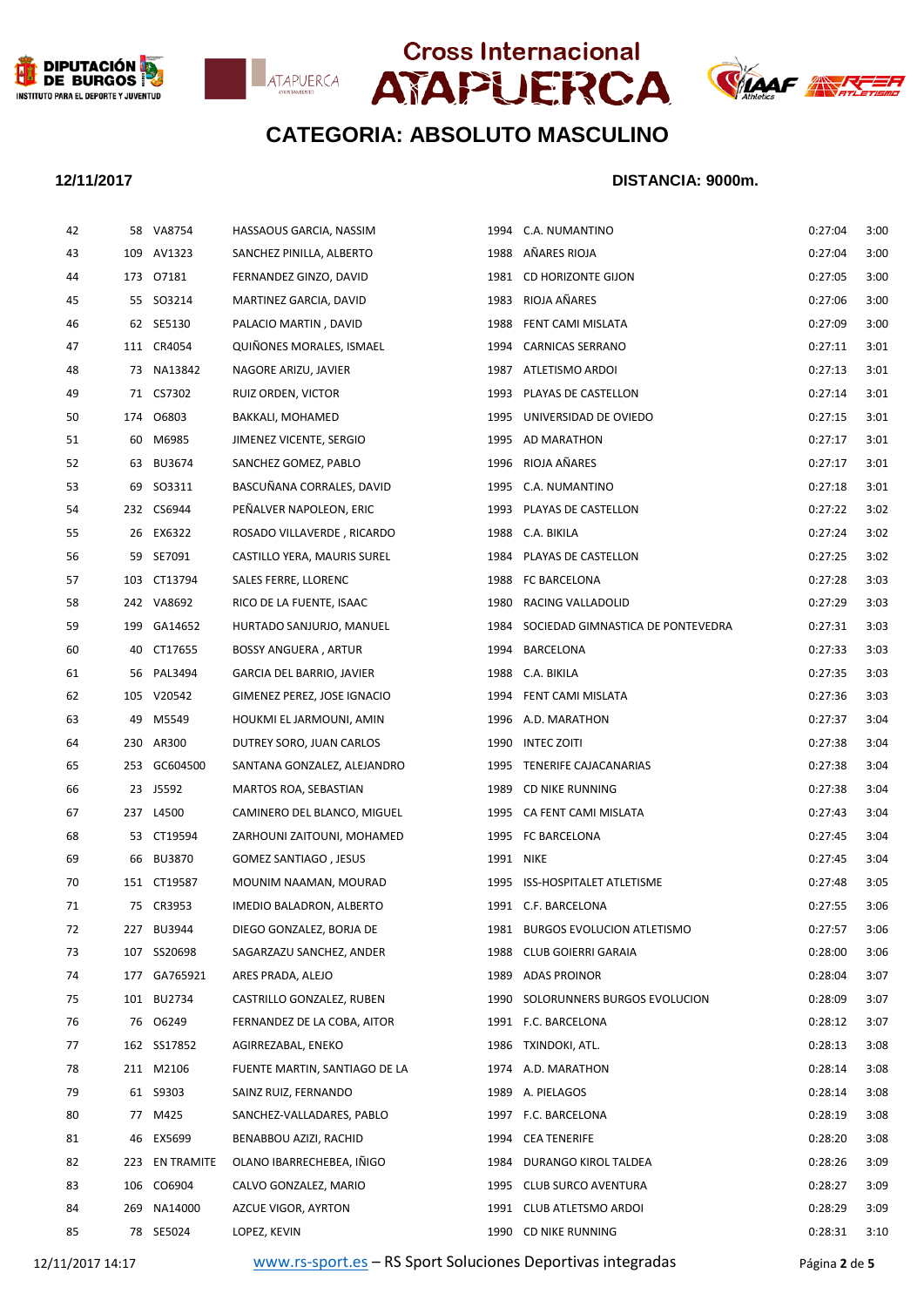# Cross Internacional ATAPUERCA

## CATEGORIA: ABSOLUTO MASCULINO

**12/11/2017** **DISTANCIA: 9000m.**

| | | | | | | | |
|---|---|---|---|---|---|---|---|
| 42 | 58 | VA8754 | HASSAOUS GARCIA, NASSIM | 1994 | C.A. NUMANTINO | 0:27:04 | 3:00 |
| 43 | 109 | AV1323 | SANCHEZ PINILLA, ALBERTO | 1988 | AÑARES RIOJA | 0:27:04 | 3:00 |
| 44 | 173 | O7181 | FERNANDEZ GINZO, DAVID | 1981 | CD HORIZONTE GIJON | 0:27:05 | 3:00 |
| 45 | 55 | SO3214 | MARTINEZ GARCIA, DAVID | 1983 | RIOJA AÑARES | 0:27:06 | 3:00 |
| 46 | 62 | SE5130 | PALACIO MARTIN , DAVID | 1988 | FENT CAMI MISLATA | 0:27:09 | 3:00 |
| 47 | 111 | CR4054 | QUIÑONES MORALES, ISMAEL | 1994 | CARNICAS SERRANO | 0:27:11 | 3:01 |
| 48 | 73 | NA13842 | NAGORE ARIZU, JAVIER | 1987 | ATLETISMO ARDOI | 0:27:13 | 3:01 |
| 49 | 71 | CS7302 | RUIZ ORDEN, VICTOR | 1993 | PLAYAS DE CASTELLON | 0:27:14 | 3:01 |
| 50 | 174 | O6803 | BAKKALI, MOHAMED | 1995 | UNIVERSIDAD DE OVIEDO | 0:27:15 | 3:01 |
| 51 | 60 | M6985 | JIMENEZ VICENTE, SERGIO | 1995 | AD MARATHON | 0:27:17 | 3:01 |
| 52 | 63 | BU3674 | SANCHEZ GOMEZ, PABLO | 1996 | RIOJA AÑARES | 0:27:17 | 3:01 |
| 53 | 69 | SO3311 | BASCUÑANA CORRALES, DAVID | 1995 | C.A. NUMANTINO | 0:27:18 | 3:01 |
| 54 | 232 | CS6944 | PEÑALVER NAPOLEON, ERIC | 1993 | PLAYAS DE CASTELLON | 0:27:22 | 3:02 |
| 55 | 26 | EX6322 | ROSADO VILLAVERDE , RICARDO | 1988 | C.A. BIKILA | 0:27:24 | 3:02 |
| 56 | 59 | SE7091 | CASTILLO YERA, MAURIS SUREL | 1984 | PLAYAS DE CASTELLON | 0:27:25 | 3:02 |
| 57 | 103 | CT13794 | SALES FERRE, LLORENC | 1988 | FC BARCELONA | 0:27:28 | 3:03 |
| 58 | 242 | VA8692 | RICO DE LA FUENTE, ISAAC | 1980 | RACING VALLADOLID | 0:27:29 | 3:03 |
| 59 | 199 | GA14652 | HURTADO SANJURJO, MANUEL | 1984 | SOCIEDAD GIMNASTICA DE PONTEVEDRA | 0:27:31 | 3:03 |
| 60 | 40 | CT17655 | BOSSY ANGUERA , ARTUR | 1994 | BARCELONA | 0:27:33 | 3:03 |
| 61 | 56 | PAL3494 | GARCIA DEL BARRIO, JAVIER | 1988 | C.A. BIKILA | 0:27:35 | 3:03 |
| 62 | 105 | V20542 | GIMENEZ PEREZ, JOSE IGNACIO | 1994 | FENT CAMI MISLATA | 0:27:36 | 3:03 |
| 63 | 49 | M5549 | HOUKMI EL JARMOUNI, AMIN | 1996 | A.D. MARATHON | 0:27:37 | 3:04 |
| 64 | 230 | AR300 | DUTREY SORO, JUAN CARLOS | 1990 | INTEC ZOITI | 0:27:38 | 3:04 |
| 65 | 253 | GC604500 | SANTANA GONZALEZ, ALEJANDRO | 1995 | TENERIFE CAJACANARIAS | 0:27:38 | 3:04 |
| 66 | 23 | J5592 | MARTOS ROA, SEBASTIAN | 1989 | CD NIKE RUNNING | 0:27:38 | 3:04 |
| 67 | 237 | L4500 | CAMINERO DEL BLANCO, MIGUEL | 1995 | CA FENT CAMI MISLATA | 0:27:43 | 3:04 |
| 68 | 53 | CT19594 | ZARHOUNI ZAITOUNI, MOHAMED | 1995 | FC BARCELONA | 0:27:45 | 3:04 |
| 69 | 66 | BU3870 | GOMEZ SANTIAGO , JESUS | 1991 | NIKE | 0:27:45 | 3:04 |
| 70 | 151 | CT19587 | MOUNIM NAAMAN, MOURAD | 1995 | ISS-HOSPITALET ATLETISME | 0:27:48 | 3:05 |
| 71 | 75 | CR3953 | IMEDIO BALADRON, ALBERTO | 1991 | C.F. BARCELONA | 0:27:55 | 3:06 |
| 72 | 227 | BU3944 | DIEGO GONZALEZ, BORJA DE | 1981 | BURGOS EVOLUCION ATLETISMO | 0:27:57 | 3:06 |
| 73 | 107 | SS20698 | SAGARZAZU SANCHEZ, ANDER | 1988 | CLUB GOIERRI GARAIA | 0:28:00 | 3:06 |
| 74 | 177 | GA765921 | ARES PRADA, ALEJO | 1989 | ADAS PROINOR | 0:28:04 | 3:07 |
| 75 | 101 | BU2734 | CASTRILLO GONZALEZ, RUBEN | 1990 | SOLORUNNERS BURGOS EVOLUCION | 0:28:09 | 3:07 |
| 76 | 76 | O6249 | FERNANDEZ DE LA COBA, AITOR | 1991 | F.C. BARCELONA | 0:28:12 | 3:07 |
| 77 | 162 | SS17852 | AGIRREZABAL, ENEKO | 1986 | TXINDOKI, ATL. | 0:28:13 | 3:08 |
| 78 | 211 | M2106 | FUENTE MARTIN, SANTIAGO DE LA | 1974 | A.D. MARATHON | 0:28:14 | 3:08 |
| 79 | 61 | S9303 | SAINZ RUIZ, FERNANDO | 1989 | A. PIELAGOS | 0:28:14 | 3:08 |
| 80 | 77 | M425 | SANCHEZ-VALLADARES, PABLO | 1997 | F.C. BARCELONA | 0:28:19 | 3:08 |
| 81 | 46 | EX5699 | BENABBOU AZIZI, RACHID | 1994 | CEA TENERIFE | 0:28:20 | 3:08 |
| 82 | 223 | EN TRAMITE | OLANO IBARRECHEBEA, IÑIGO | 1984 | DURANGO KIROL TALDEA | 0:28:26 | 3:09 |
| 83 | 106 | CO6904 | CALVO GONZALEZ, MARIO | 1995 | CLUB SURCO AVENTURA | 0:28:27 | 3:09 |
| 84 | 269 | NA14000 | AZCUE VIGOR, AYRTON | 1991 | CLUB ATLETSMO ARDOI | 0:28:29 | 3:09 |
| 85 | 78 | SE5024 | LOPEZ, KEVIN | 1990 | CD NIKE RUNNING | 0:28:31 | 3:10 |

12/11/2017 14:17 www.rs-sport.es – RS Sport Soluciones Deportivas integradas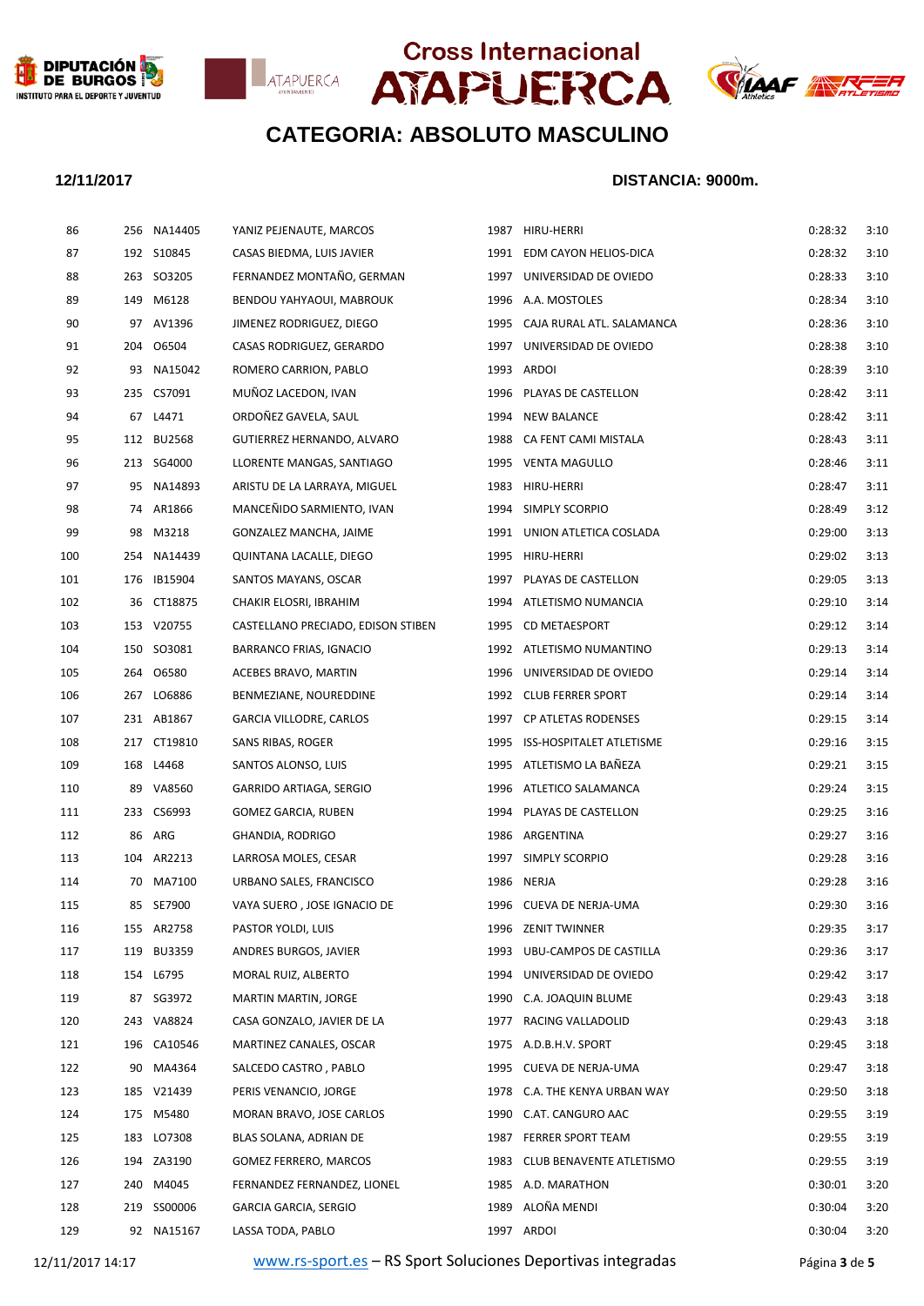# Cross Internacional ATAPUERCA

## CATEGORIA: ABSOLUTO MASCULINO

**12/11/2017** **DISTANCIA: 9000m.**

| | | | | | | | |
|---|---|---|---|---|---|---|---|
| 86 | 256 | NA14405 | YANIZ PEJENAUTE, MARCOS | 1987 | HIRU-HERRI | 0:28:32 | 3:10 |
| 87 | 192 | S10845 | CASAS BIEDMA, LUIS JAVIER | 1991 | EDM CAYON HELIOS-DICA | 0:28:32 | 3:10 |
| 88 | 263 | SO3205 | FERNANDEZ MONTAÑO, GERMAN | 1997 | UNIVERSIDAD DE OVIEDO | 0:28:33 | 3:10 |
| 89 | 149 | M6128 | BENDOU YAHYAOUI, MABROUK | 1996 | A.A. MOSTOLES | 0:28:34 | 3:10 |
| 90 | 97 | AV1396 | JIMENEZ RODRIGUEZ, DIEGO | 1995 | CAJA RURAL ATL. SALAMANCA | 0:28:36 | 3:10 |
| 91 | 204 | O6504 | CASAS RODRIGUEZ, GERARDO | 1997 | UNIVERSIDAD DE OVIEDO | 0:28:38 | 3:10 |
| 92 | 93 | NA15042 | ROMERO CARRION, PABLO | 1993 | ARDOI | 0:28:39 | 3:10 |
| 93 | 235 | CS7091 | MUÑOZ LACEDON, IVAN | 1996 | PLAYAS DE CASTELLON | 0:28:42 | 3:11 |
| 94 | 67 | L4471 | ORDOÑEZ GAVELA, SAUL | 1994 | NEW BALANCE | 0:28:42 | 3:11 |
| 95 | 112 | BU2568 | GUTIERREZ HERNANDO, ALVARO | 1988 | CA FENT CAMI MISTALA | 0:28:43 | 3:11 |
| 96 | 213 | SG4000 | LLORENTE MANGAS, SANTIAGO | 1995 | VENTA MAGULLO | 0:28:46 | 3:11 |
| 97 | 95 | NA14893 | ARISTU DE LA LARRAYA, MIGUEL | 1983 | HIRU-HERRI | 0:28:47 | 3:11 |
| 98 | 74 | AR1866 | MANCEÑIDO SARMIENTO, IVAN | 1994 | SIMPLY SCORPIO | 0:28:49 | 3:12 |
| 99 | 98 | M3218 | GONZALEZ MANCHA, JAIME | 1991 | UNION ATLETICA COSLADA | 0:29:00 | 3:13 |
| 100 | 254 | NA14439 | QUINTANA LACALLE, DIEGO | 1995 | HIRU-HERRI | 0:29:02 | 3:13 |
| 101 | 176 | IB15904 | SANTOS MAYANS, OSCAR | 1997 | PLAYAS DE CASTELLON | 0:29:05 | 3:13 |
| 102 | 36 | CT18875 | CHAKIR ELOSRI, IBRAHIM | 1994 | ATLETISMO NUMANCIA | 0:29:10 | 3:14 |
| 103 | 153 | V20755 | CASTELLANO PRECIADO, EDISON STIBEN | 1995 | CD METAESPORT | 0:29:12 | 3:14 |
| 104 | 150 | SO3081 | BARRANCO FRIAS, IGNACIO | 1992 | ATLETISMO NUMANTINO | 0:29:13 | 3:14 |
| 105 | 264 | O6580 | ACEBES BRAVO, MARTIN | 1996 | UNIVERSIDAD DE OVIEDO | 0:29:14 | 3:14 |
| 106 | 267 | LO6886 | BENMEZIANE, NOUREDDINE | 1992 | CLUB FERRER SPORT | 0:29:14 | 3:14 |
| 107 | 231 | AB1867 | GARCIA VILLODRE, CARLOS | 1997 | CP ATLETAS RODENSES | 0:29:15 | 3:14 |
| 108 | 217 | CT19810 | SANS RIBAS, ROGER | 1995 | ISS-HOSPITALET ATLETISME | 0:29:16 | 3:15 |
| 109 | 168 | L4468 | SANTOS ALONSO, LUIS | 1995 | ATLETISMO LA BAÑEZA | 0:29:21 | 3:15 |
| 110 | 89 | VA8560 | GARRIDO ARTIAGA, SERGIO | 1996 | ATLETICO SALAMANCA | 0:29:24 | 3:15 |
| 111 | 233 | CS6993 | GOMEZ GARCIA, RUBEN | 1994 | PLAYAS DE CASTELLON | 0:29:25 | 3:16 |
| 112 | 86 | ARG | GHANDIA, RODRIGO | 1986 | ARGENTINA | 0:29:27 | 3:16 |
| 113 | 104 | AR2213 | LARROSA MOLES, CESAR | 1997 | SIMPLY SCORPIO | 0:29:28 | 3:16 |
| 114 | 70 | MA7100 | URBANO SALES, FRANCISCO | 1986 | NERJA | 0:29:28 | 3:16 |
| 115 | 85 | SE7900 | VAYA SUERO , JOSE IGNACIO DE | 1996 | CUEVA DE NERJA-UMA | 0:29:30 | 3:16 |
| 116 | 155 | AR2758 | PASTOR YOLDI, LUIS | 1996 | ZENIT TWINNER | 0:29:35 | 3:17 |
| 117 | 119 | BU3359 | ANDRES BURGOS, JAVIER | 1993 | UBU-CAMPOS DE CASTILLA | 0:29:36 | 3:17 |
| 118 | 154 | L6795 | MORAL RUIZ, ALBERTO | 1994 | UNIVERSIDAD DE OVIEDO | 0:29:42 | 3:17 |
| 119 | 87 | SG3972 | MARTIN MARTIN, JORGE | 1990 | C.A. JOAQUIN BLUME | 0:29:43 | 3:18 |
| 120 | 243 | VA8824 | CASA GONZALO, JAVIER DE LA | 1977 | RACING VALLADOLID | 0:29:43 | 3:18 |
| 121 | 196 | CA10546 | MARTINEZ CANALES, OSCAR | 1975 | A.D.B.H.V. SPORT | 0:29:45 | 3:18 |
| 122 | 90 | MA4364 | SALCEDO CASTRO , PABLO | 1995 | CUEVA DE NERJA-UMA | 0:29:47 | 3:18 |
| 123 | 185 | V21439 | PERIS VENANCIO, JORGE | 1978 | C.A. THE KENYA URBAN WAY | 0:29:50 | 3:18 |
| 124 | 175 | M5480 | MORAN BRAVO, JOSE CARLOS | 1990 | C.AT. CANGURO AAC | 0:29:55 | 3:19 |
| 125 | 183 | LO7308 | BLAS SOLANA, ADRIAN DE | 1987 | FERRER SPORT TEAM | 0:29:55 | 3:19 |
| 126 | 194 | ZA3190 | GOMEZ FERRERO, MARCOS | 1983 | CLUB BENAVENTE ATLETISMO | 0:29:55 | 3:19 |
| 127 | 240 | M4045 | FERNANDEZ FERNANDEZ, LIONEL | 1985 | A.D. MARATHON | 0:30:01 | 3:20 |
| 128 | 219 | SS00006 | GARCIA GARCIA, SERGIO | 1989 | ALOÑA MENDI | 0:30:04 | 3:20 |
| 129 | 92 | NA15167 | LASSA TODA, PABLO | 1997 | ARDOI | 0:30:04 | 3:20 |

12/11/2017 14:17 www.rs-sport.es – RS Sport Soluciones Deportivas integradas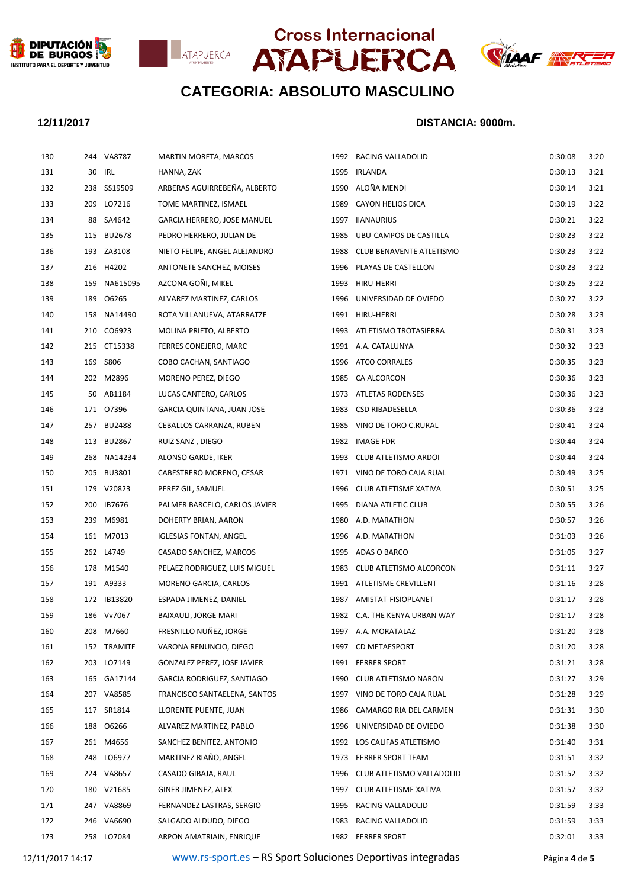# Cross Internacional ATAPUERCA

## CATEGORIA: ABSOLUTO MASCULINO

**12/11/2017** **DISTANCIA: 9000m.**

| | | | | | | | |
|---|---|---|---|---|---|---|---|
| 130 | 244 | VA8787 | MARTIN MORETA, MARCOS | 1992 | RACING VALLADOLID | 0:30:08 | 3:20 |
| 131 | 30 | IRL | HANNA, ZAK | 1995 | IRLANDA | 0:30:13 | 3:21 |
| 132 | 238 | SS19509 | ARBERAS AGUIRREBEÑA, ALBERTO | 1990 | ALOÑA MENDI | 0:30:14 | 3:21 |
| 133 | 209 | LO7216 | TOME MARTINEZ, ISMAEL | 1989 | CAYON HELIOS DICA | 0:30:19 | 3:22 |
| 134 | 88 | SA4642 | GARCIA HERRERO, JOSE MANUEL | 1997 | IIANAURIUS | 0:30:21 | 3:22 |
| 135 | 115 | BU2678 | PEDRO HERRERO, JULIAN DE | 1985 | UBU-CAMPOS DE CASTILLA | 0:30:23 | 3:22 |
| 136 | 193 | ZA3108 | NIETO FELIPE, ANGEL ALEJANDRO | 1988 | CLUB BENAVENTE ATLETISMO | 0:30:23 | 3:22 |
| 137 | 216 | H4202 | ANTONETE SANCHEZ, MOISES | 1996 | PLAYAS DE CASTELLON | 0:30:23 | 3:22 |
| 138 | 159 | NA615095 | AZCONA GOÑI, MIKEL | 1993 | HIRU-HERRI | 0:30:25 | 3:22 |
| 139 | 189 | O6265 | ALVAREZ MARTINEZ, CARLOS | 1996 | UNIVERSIDAD DE OVIEDO | 0:30:27 | 3:22 |
| 140 | 158 | NA14490 | ROTA VILLANUEVA, ATARRATZE | 1991 | HIRU-HERRI | 0:30:28 | 3:23 |
| 141 | 210 | CO6923 | MOLINA PRIETO, ALBERTO | 1993 | ATLETISMO TROTASIERRA | 0:30:31 | 3:23 |
| 142 | 215 | CT15338 | FERRES CONEJERO, MARC | 1991 | A.A. CATALUNYA | 0:30:32 | 3:23 |
| 143 | 169 | S806 | COBO CACHAN, SANTIAGO | 1996 | ATCO CORRALES | 0:30:35 | 3:23 |
| 144 | 202 | M2896 | MORENO PEREZ, DIEGO | 1985 | CA ALCORCON | 0:30:36 | 3:23 |
| 145 | 50 | AB1184 | LUCAS CANTERO, CARLOS | 1973 | ATLETAS RODENSES | 0:30:36 | 3:23 |
| 146 | 171 | O7396 | GARCIA QUINTANA, JUAN JOSE | 1983 | CSD RIBADESELLA | 0:30:36 | 3:23 |
| 147 | 257 | BU2488 | CEBALLOS CARRANZA, RUBEN | 1985 | VINO DE TORO C.RURAL | 0:30:41 | 3:24 |
| 148 | 113 | BU2867 | RUIZ SANZ , DIEGO | 1982 | IMAGE FDR | 0:30:44 | 3:24 |
| 149 | 268 | NA14234 | ALONSO GARDE, IKER | 1993 | CLUB ATLETISMO ARDOI | 0:30:44 | 3:24 |
| 150 | 205 | BU3801 | CABESTRERO MORENO, CESAR | 1971 | VINO DE TORO CAJA RUAL | 0:30:49 | 3:25 |
| 151 | 179 | V20823 | PEREZ GIL, SAMUEL | 1996 | CLUB ATLETISME XATIVA | 0:30:51 | 3:25 |
| 152 | 200 | IB7676 | PALMER BARCELO, CARLOS JAVIER | 1995 | DIANA ATLETIC CLUB | 0:30:55 | 3:26 |
| 153 | 239 | M6981 | DOHERTY BRIAN, AARON | 1980 | A.D. MARATHON | 0:30:57 | 3:26 |
| 154 | 161 | M7013 | IGLESIAS FONTAN, ANGEL | 1996 | A.D. MARATHON | 0:31:03 | 3:26 |
| 155 | 262 | L4749 | CASADO SANCHEZ, MARCOS | 1995 | ADAS O BARCO | 0:31:05 | 3:27 |
| 156 | 178 | M1540 | PELAEZ RODRIGUEZ, LUIS MIGUEL | 1983 | CLUB ATLETISMO ALCORCON | 0:31:11 | 3:27 |
| 157 | 191 | A9333 | MORENO GARCIA, CARLOS | 1991 | ATLETISME CREVILLENT | 0:31:16 | 3:28 |
| 158 | 172 | IB13820 | ESPADA JIMENEZ, DANIEL | 1987 | AMISTAT-FISIOPLANET | 0:31:17 | 3:28 |
| 159 | 186 | Vv7067 | BAIXAULI, JORGE MARI | 1982 | C.A. THE KENYA URBAN WAY | 0:31:17 | 3:28 |
| 160 | 208 | M7660 | FRESNILLO NUÑEZ, JORGE | 1997 | A.A. MORATALAZ | 0:31:20 | 3:28 |
| 161 | 152 | TRAMITE | VARONA RENUNCIO, DIEGO | 1997 | CD METAESPORT | 0:31:20 | 3:28 |
| 162 | 203 | LO7149 | GONZALEZ PEREZ, JOSE JAVIER | 1991 | FERRER SPORT | 0:31:21 | 3:28 |
| 163 | 165 | GA17144 | GARCIA RODRIGUEZ, SANTIAGO | 1990 | CLUB ATLETISMO NARON | 0:31:27 | 3:29 |
| 164 | 207 | VA8585 | FRANCISCO SANTAELENA, SANTOS | 1997 | VINO DE TORO CAJA RUAL | 0:31:28 | 3:29 |
| 165 | 117 | SR1814 | LLORENTE PUENTE, JUAN | 1986 | CAMARGO RIA DEL CARMEN | 0:31:31 | 3:30 |
| 166 | 188 | O6266 | ALVAREZ MARTINEZ, PABLO | 1996 | UNIVERSIDAD DE OVIEDO | 0:31:38 | 3:30 |
| 167 | 261 | M4656 | SANCHEZ BENITEZ, ANTONIO | 1992 | LOS CALIFAS ATLETISMO | 0:31:40 | 3:31 |
| 168 | 248 | LO6977 | MARTINEZ RIAÑO, ANGEL | 1973 | FERRER SPORT TEAM | 0:31:51 | 3:32 |
| 169 | 224 | VA8657 | CASADO GIBAJA, RAUL | 1996 | CLUB ATLETISMO VALLADOLID | 0:31:52 | 3:32 |
| 170 | 180 | V21685 | GINER JIMENEZ, ALEX | 1997 | CLUB ATLETISME XATIVA | 0:31:57 | 3:32 |
| 171 | 247 | VA8869 | FERNANDEZ LASTRAS, SERGIO | 1995 | RACING VALLADOLID | 0:31:59 | 3:33 |
| 172 | 246 | VA6690 | SALGADO ALDUDO, DIEGO | 1983 | RACING VALLADOLID | 0:31:59 | 3:33 |
| 173 | 258 | LO7084 | ARPON AMATRIAIN, ENRIQUE | 1982 | FERRER SPORT | 0:32:01 | 3:33 |

12/11/2017 14:17 www.rs-sport.es – RS Sport Soluciones Deportivas integradas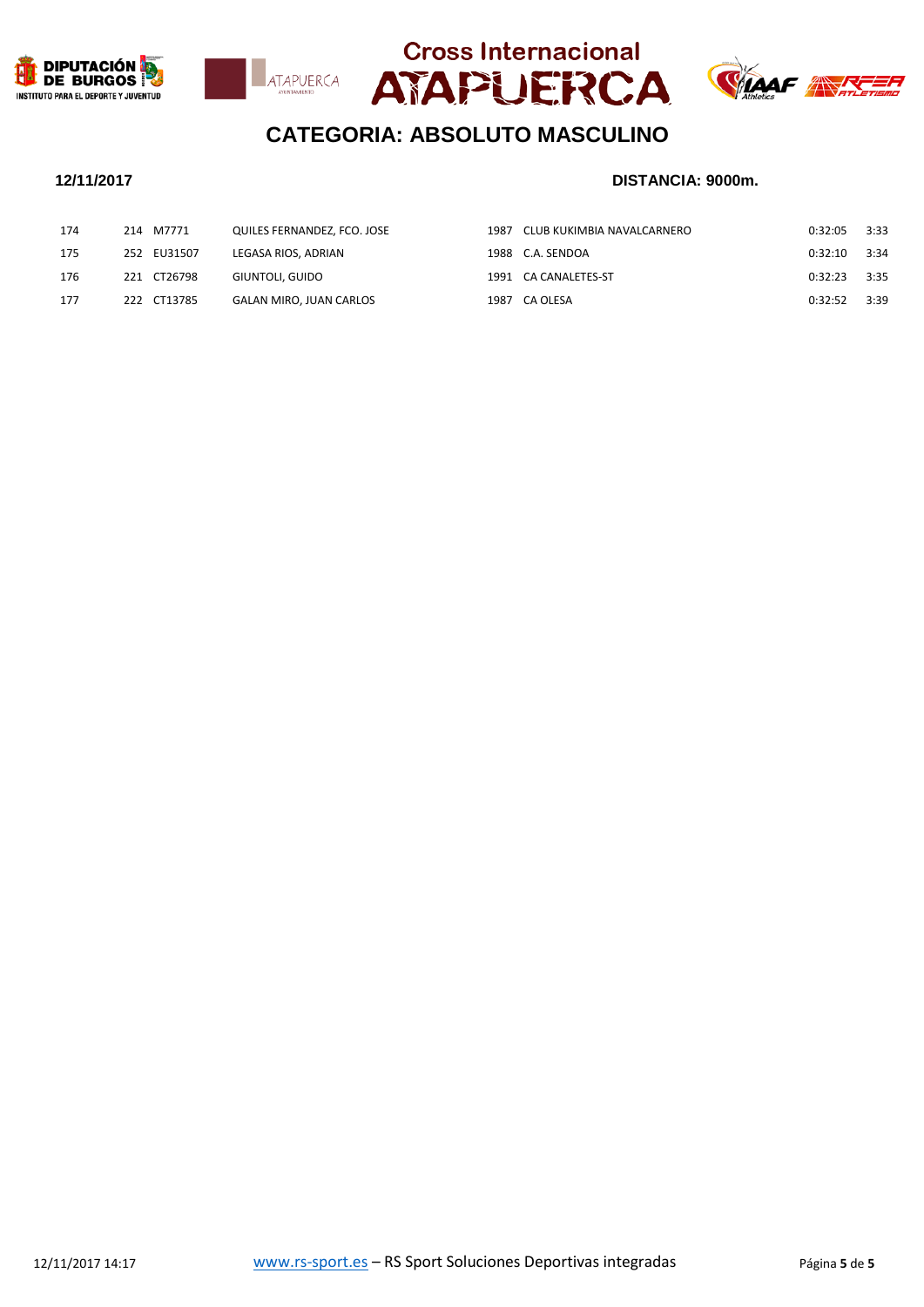Cross Internacional ATAPUERCA

## CATEGORIA: ABSOLUTO MASCULINO

**12/11/2017** **DISTANCIA: 9000m.**

| | | | | | | | |
|---|---|---|---|---|---|---|---|
| 174 | 214 | M7771 | QUILES FERNANDEZ, FCO. JOSE | 1987 | CLUB KUKIMBIA NAVALCARNERO | 0:32:05 | 3:33 |
| 175 | 252 | EU31507 | LEGASA RIOS, ADRIAN | 1988 | C.A. SENDOA | 0:32:10 | 3:34 |
| 176 | 221 | CT26798 | GIUNTOLI, GUIDO | 1991 | CA CANALETES-ST | 0:32:23 | 3:35 |
| 177 | 222 | CT13785 | GALAN MIRO, JUAN CARLOS | 1987 | CA OLESA | 0:32:52 | 3:39 |

12/11/2017 14:17 www.rs-sport.es – RS Sport Soluciones Deportivas integradas